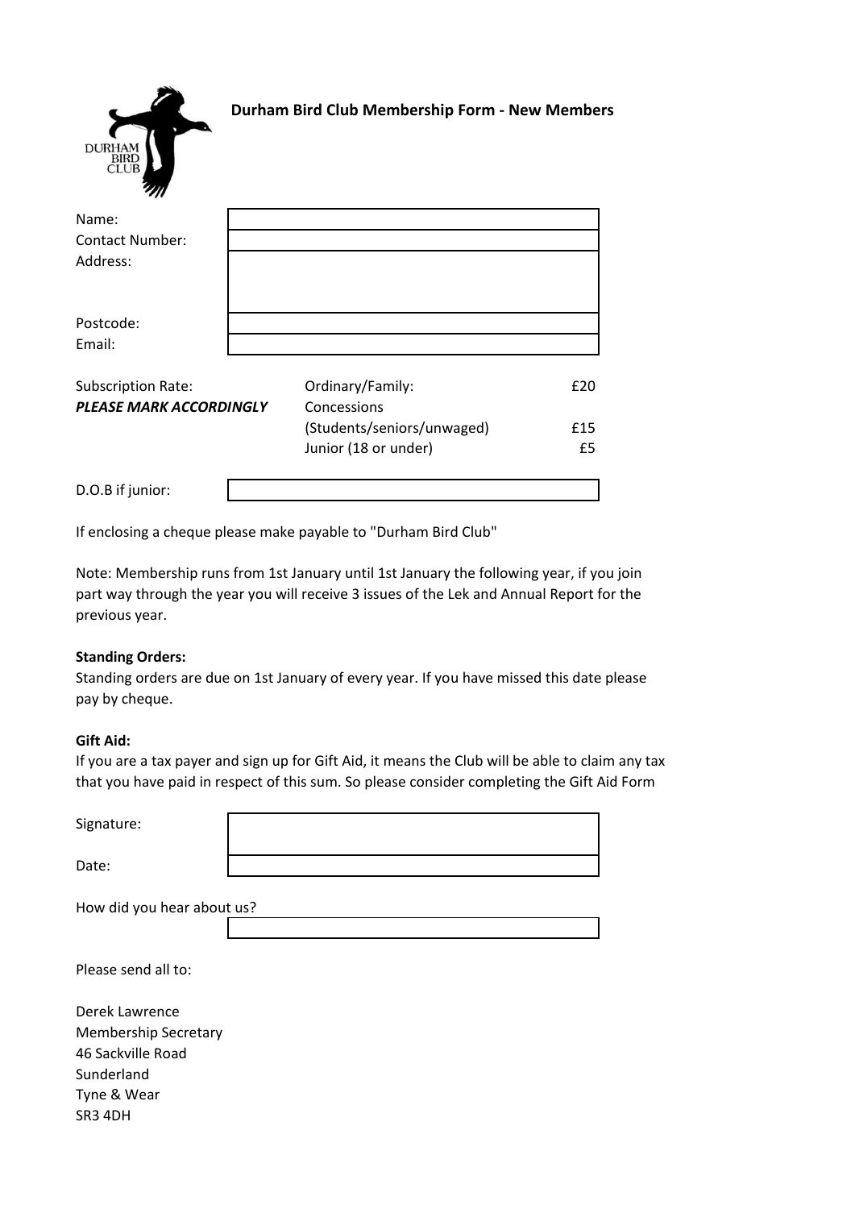## Durham Bird Club Membership Form - New Members

| | |
|---|---|
| Name: | |
| Contact Number: | |
| Address: | |
| Postcode: | |
| Email: | |

| | | |
|---|---|---|
| Subscription Rate: | Ordinary/Family: | £20 |
| ***PLEASE MARK ACCORDINGLY*** | Concessions (Students/seniors/unwaged) | £15 |
| | Junior (18 or under) | £5 |

| | |
|---|---|
| D.O.B if junior: | |

If enclosing a cheque please make payable to "Durham Bird Club"

Note: Membership runs from 1st January until 1st January the following year, if you join part way through the year you will receive 3 issues of the Lek and Annual Report for the previous year.

**Standing Orders:**
Standing orders are due on 1st January of every year. If you have missed this date please pay by cheque.

**Gift Aid:**
If you are a tax payer and sign up for Gift Aid, it means the Club will be able to claim any tax that you have paid in respect of this sum. So please consider completing the Gift Aid Form

| | |
|---|---|
| Signature: | |
| Date: | |

How did you hear about us?

Please send all to:

Derek Lawrence
Membership Secretary
46 Sackville Road
Sunderland
Tyne & Wear
SR3 4DH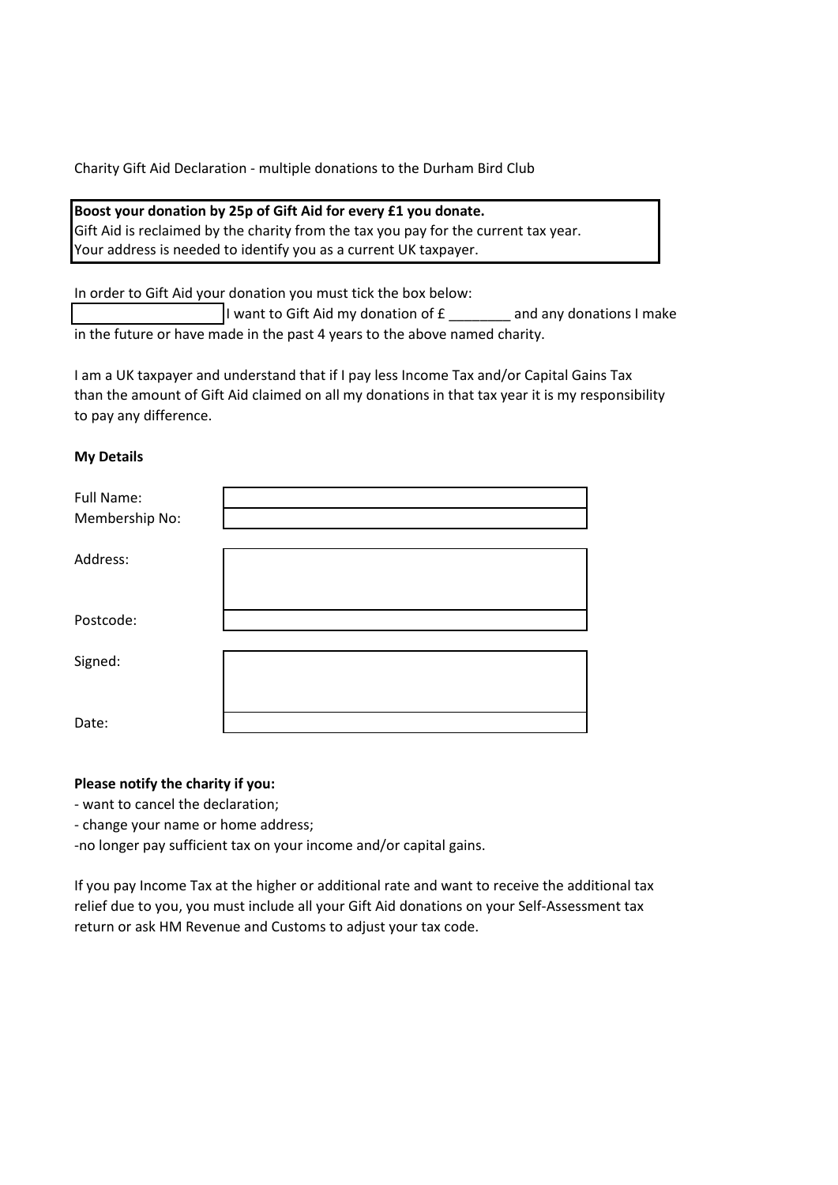Charity Gift Aid Declaration - multiple donations to the Durham Bird Club

**Boost your donation by 25p of Gift Aid for every £1 you donate.**
Gift Aid is reclaimed by the charity from the tax you pay for the current tax year.
Your address is needed to identify you as a current UK taxpayer.

In order to Gift Aid your donation you must tick the box below:

☐ I want to Gift Aid my donation of £ ________ and any donations I make in the future or have made in the past 4 years to the above named charity.

I am a UK taxpayer and understand that if I pay less Income Tax and/or Capital Gains Tax than the amount of Gift Aid claimed on all my donations in that tax year it is my responsibility to pay any difference.

**My Details**

| | |
|---|---|
| Full Name: | |
| Membership No: | |
| Address: | |
| Postcode: | |
| Signed: | |
| Date: | |

**Please notify the charity if you:**

- want to cancel the declaration;
- change your name or home address;
- no longer pay sufficient tax on your income and/or capital gains.

If you pay Income Tax at the higher or additional rate and want to receive the additional tax relief due to you, you must include all your Gift Aid donations on your Self-Assessment tax return or ask HM Revenue and Customs to adjust your tax code.